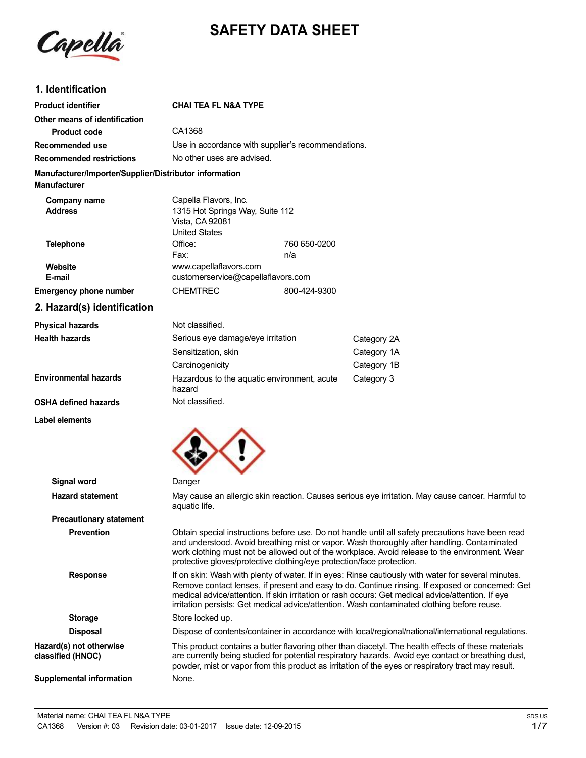# SAFETY DATA SHEET

## 1. Identification

| | | |
|---|---|---|
| **Product identifier** | **CHAI TEA FL N&A TYPE** | |
| **Other means of identification** | | |
| **Product code** | CA1368 | |
| **Recommended use** | Use in accordance with supplier's recommendations. | |
| **Recommended restrictions** | No other uses are advised. | |

**Manufacturer/Importer/Supplier/Distributor information**

**Manufacturer**

| | | |
|---|---|---|
| **Company name** | Capella Flavors, Inc. | |
| **Address** | 1315 Hot Springs Way, Suite 112<br>Vista, CA 92081<br>United States | |
| **Telephone** | Office: | 760 650-0200 |
| | Fax: | n/a |
| **Website** | www.capellaflavors.com | |
| **E-mail** | customerservice@capellaflavors.com | |
| **Emergency phone number** | CHEMTREC | 800-424-9300 |

## 2. Hazard(s) identification

| | | |
|---|---|---|
| **Physical hazards** | Not classified. | |
| **Health hazards** | Serious eye damage/eye irritation | Category 2A |
| | Sensitization, skin | Category 1A |
| | Carcinogenicity | Category 1B |
| **Environmental hazards** | Hazardous to the aquatic environment, acute hazard | Category 3 |
| **OSHA defined hazards** | Not classified. | |

**Label elements**

**Signal word** Danger

**Hazard statement** May cause an allergic skin reaction. Causes serious eye irritation. May cause cancer. Harmful to aquatic life.

**Precautionary statement**

**Prevention** Obtain special instructions before use. Do not handle until all safety precautions have been read and understood. Avoid breathing mist or vapor. Wash thoroughly after handling. Contaminated work clothing must not be allowed out of the workplace. Avoid release to the environment. Wear protective gloves/protective clothing/eye protection/face protection.

**Response** If on skin: Wash with plenty of water. If in eyes: Rinse cautiously with water for several minutes. Remove contact lenses, if present and easy to do. Continue rinsing. If exposed or concerned: Get medical advice/attention. If skin irritation or rash occurs: Get medical advice/attention. If eye irritation persists: Get medical advice/attention. Wash contaminated clothing before reuse.

**Storage** Store locked up.

**Disposal** Dispose of contents/container in accordance with local/regional/national/international regulations.

**Hazard(s) not otherwise classified (HNOC)** This product contains a butter flavoring other than diacetyl. The health effects of these materials are currently being studied for potential respiratory hazards. Avoid eye contact or breathing dust, powder, mist or vapor from this product as irritation of the eyes or respiratory tract may result.

**Supplemental information** None.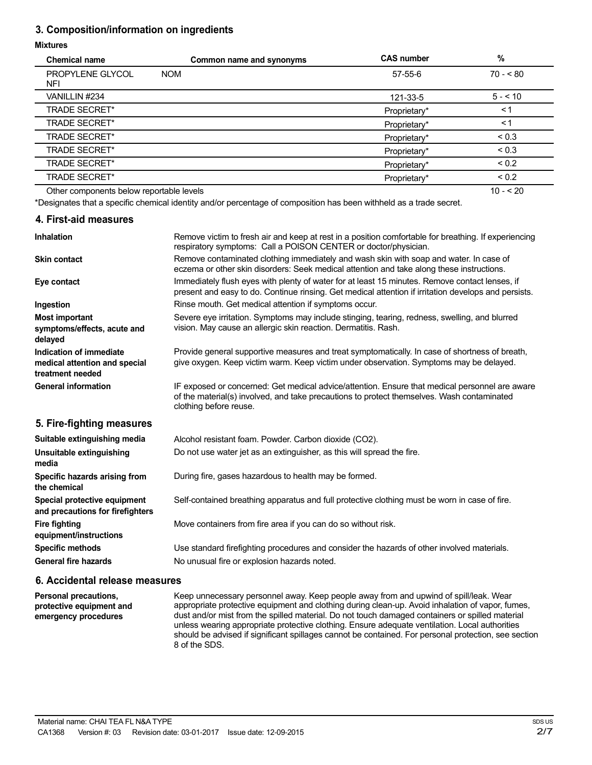## 3. Composition/information on ingredients

**Mixtures**

| Chemical name | Common name and synonyms | CAS number | % |
|---|---|---|---|
| PROPYLENE GLYCOL NFI | NOM | 57-55-6 | 70 - < 80 |
| VANILLIN #234 | | 121-33-5 | 5 - < 10 |
| TRADE SECRET* | | Proprietary* | < 1 |
| TRADE SECRET* | | Proprietary* | < 1 |
| TRADE SECRET* | | Proprietary* | < 0.3 |
| TRADE SECRET* | | Proprietary* | < 0.3 |
| TRADE SECRET* | | Proprietary* | < 0.2 |
| TRADE SECRET* | | Proprietary* | < 0.2 |
| Other components below reportable levels | | | 10 - < 20 |

*Designates that a specific chemical identity and/or percentage of composition has been withheld as a trade secret.

## 4. First-aid measures

**Inhalation**
Remove victim to fresh air and keep at rest in a position comfortable for breathing. If experiencing respiratory symptoms: Call a POISON CENTER or doctor/physician.

**Skin contact**
Remove contaminated clothing immediately and wash skin with soap and water. In case of eczema or other skin disorders: Seek medical attention and take along these instructions.

**Eye contact**
Immediately flush eyes with plenty of water for at least 15 minutes. Remove contact lenses, if present and easy to do. Continue rinsing. Get medical attention if irritation develops and persists.

**Ingestion**
Rinse mouth. Get medical attention if symptoms occur.

**Most important symptoms/effects, acute and delayed**
Severe eye irritation. Symptoms may include stinging, tearing, redness, swelling, and blurred vision. May cause an allergic skin reaction. Dermatitis. Rash.

**Indication of immediate medical attention and special treatment needed**
Provide general supportive measures and treat symptomatically. In case of shortness of breath, give oxygen. Keep victim warm. Keep victim under observation. Symptoms may be delayed.

**General information**
IF exposed or concerned: Get medical advice/attention. Ensure that medical personnel are aware of the material(s) involved, and take precautions to protect themselves. Wash contaminated clothing before reuse.

## 5. Fire-fighting measures

**Suitable extinguishing media**
Alcohol resistant foam. Powder. Carbon dioxide ($CO_2$).

**Unsuitable extinguishing media**
Do not use water jet as an extinguisher, as this will spread the fire.

**Specific hazards arising from the chemical**
During fire, gases hazardous to health may be formed.

**Special protective equipment and precautions for firefighters**
Self-contained breathing apparatus and full protective clothing must be worn in case of fire.

**Fire fighting equipment/instructions**
Move containers from fire area if you can do so without risk.

**Specific methods**
Use standard firefighting procedures and consider the hazards of other involved materials.

**General fire hazards**
No unusual fire or explosion hazards noted.

## 6. Accidental release measures

**Personal precautions, protective equipment and emergency procedures**
Keep unnecessary personnel away. Keep people away from and upwind of spill/leak. Wear appropriate protective equipment and clothing during clean-up. Avoid inhalation of vapor, fumes, dust and/or mist from the spilled material. Do not touch damaged containers or spilled material unless wearing appropriate protective clothing. Ensure adequate ventilation. Local authorities should be advised if significant spillages cannot be contained. For personal protection, see section 8 of the SDS.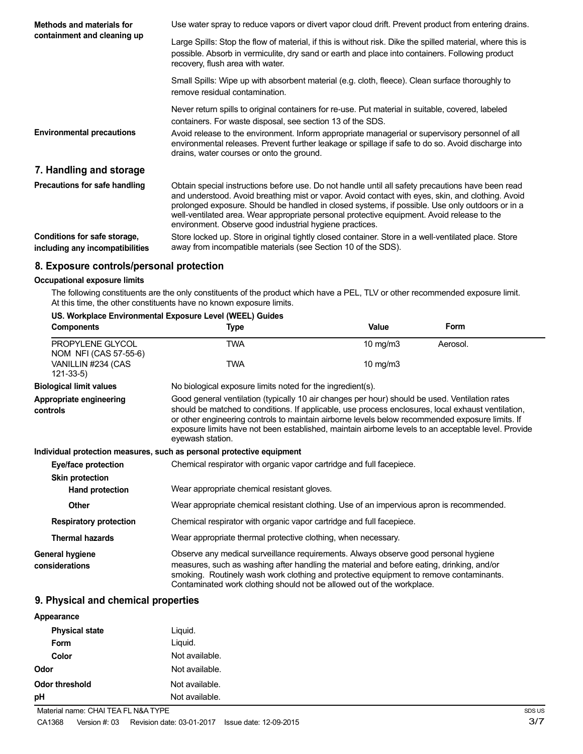**Methods and materials for containment and cleaning up**

Use water spray to reduce vapors or divert vapor cloud drift. Prevent product from entering drains.

Large Spills: Stop the flow of material, if this is without risk. Dike the spilled material, where this is possible. Absorb in vermiculite, dry sand or earth and place into containers. Following product recovery, flush area with water.

Small Spills: Wipe up with absorbent material (e.g. cloth, fleece). Clean surface thoroughly to remove residual contamination.

Never return spills to original containers for re-use. Put material in suitable, covered, labeled containers. For waste disposal, see section 13 of the SDS.

**Environmental precautions**

Avoid release to the environment. Inform appropriate managerial or supervisory personnel of all environmental releases. Prevent further leakage or spillage if safe to do so. Avoid discharge into drains, water courses or onto the ground.

## 7. Handling and storage

**Precautions for safe handling**

Obtain special instructions before use. Do not handle until all safety precautions have been read and understood. Avoid breathing mist or vapor. Avoid contact with eyes, skin, and clothing. Avoid prolonged exposure. Should be handled in closed systems, if possible. Use only outdoors or in a well-ventilated area. Wear appropriate personal protective equipment. Avoid release to the environment. Observe good industrial hygiene practices.

**Conditions for safe storage, including any incompatibilities**

Store locked up. Store in original tightly closed container. Store in a well-ventilated place. Store away from incompatible materials (see Section 10 of the SDS).

## 8. Exposure controls/personal protection

**Occupational exposure limits**

The following constituents are the only constituents of the product which have a PEL, TLV or other recommended exposure limit. At this time, the other constituents have no known exposure limits.

**US. Workplace Environmental Exposure Level (WEEL) Guides**

| Components | Type | Value | Form |
|---|---|---|---|
| PROPYLENE GLYCOL NOM NFI (CAS 57-55-6) | TWA | 10 mg/m3 | Aerosol. |
| VANILLIN #234 (CAS 121-33-5) | TWA | 10 mg/m3 | |

**Biological limit values**

No biological exposure limits noted for the ingredient(s).

**Appropriate engineering controls**

Good general ventilation (typically 10 air changes per hour) should be used. Ventilation rates should be matched to conditions. If applicable, use process enclosures, local exhaust ventilation, or other engineering controls to maintain airborne levels below recommended exposure limits. If exposure limits have not been established, maintain airborne levels to an acceptable level. Provide eyewash station.

**Individual protection measures, such as personal protective equipment**

**Eye/face protection**

Chemical respirator with organic vapor cartridge and full facepiece.

**Skin protection**

**Hand protection**

Wear appropriate chemical resistant gloves.

**Other**

Wear appropriate chemical resistant clothing. Use of an impervious apron is recommended.

**Respiratory protection**

Chemical respirator with organic vapor cartridge and full facepiece.

**Thermal hazards**

Wear appropriate thermal protective clothing, when necessary.

**General hygiene considerations**

Observe any medical surveillance requirements. Always observe good personal hygiene measures, such as washing after handling the material and before eating, drinking, and/or smoking. Routinely wash work clothing and protective equipment to remove contaminants. Contaminated work clothing should not be allowed out of the workplace.

## 9. Physical and chemical properties

**Appearance**

**Physical state** Liquid.

**Form** Liquid.

**Color** Not available.

**Odor** Not available.

**Odor threshold** Not available.

**pH** Not available.

Material name: CHAI TEA FL N&A TYPE

CA1368 Version #: 03 Revision date: 03-01-2017 Issue date: 12-09-2015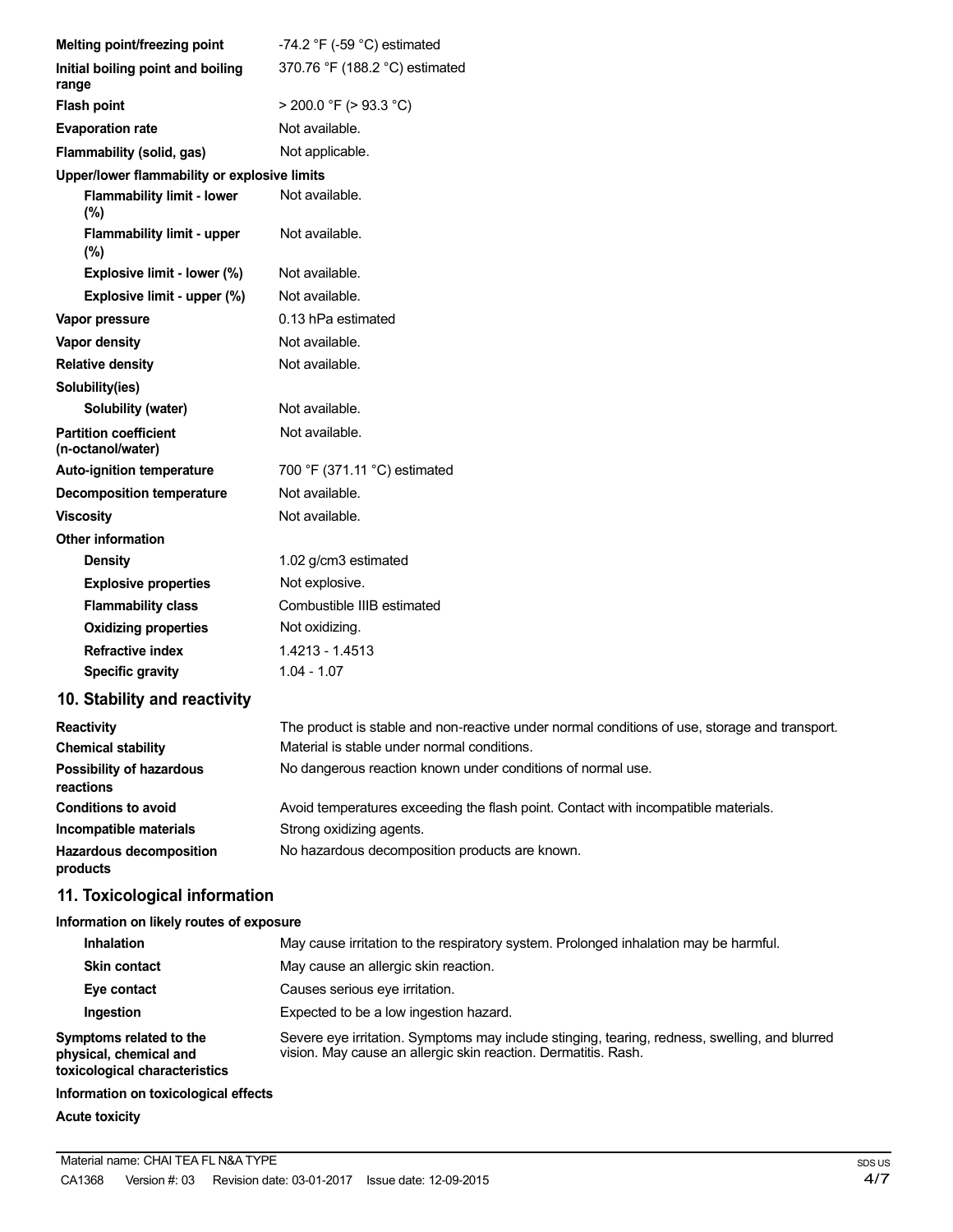| | |
|---|---|
| **Melting point/freezing point** | -74.2 °F (-59 °C) estimated |
| **Initial boiling point and boiling range** | 370.76 °F (188.2 °C) estimated |
| **Flash point** | > 200.0 °F (> 93.3 °C) |
| **Evaporation rate** | Not available. |
| **Flammability (solid, gas)** | Not applicable. |
| **Upper/lower flammability or explosive limits** | |
| **Flammability limit - lower (%)** | Not available. |
| **Flammability limit - upper (%)** | Not available. |
| **Explosive limit - lower (%)** | Not available. |
| **Explosive limit - upper (%)** | Not available. |
| **Vapor pressure** | 0.13 hPa estimated |
| **Vapor density** | Not available. |
| **Relative density** | Not available. |
| **Solubility(ies)** | |
| **Solubility (water)** | Not available. |
| **Partition coefficient (n-octanol/water)** | Not available. |
| **Auto-ignition temperature** | 700 °F (371.11 °C) estimated |
| **Decomposition temperature** | Not available. |
| **Viscosity** | Not available. |
| **Other information** | |
| **Density** | 1.02 g/cm3 estimated |
| **Explosive properties** | Not explosive. |
| **Flammability class** | Combustible IIIB estimated |
| **Oxidizing properties** | Not oxidizing. |
| **Refractive index** | 1.4213 - 1.4513 |
| **Specific gravity** | 1.04 - 1.07 |

## 10. Stability and reactivity

| | |
|---|---|
| **Reactivity** | The product is stable and non-reactive under normal conditions of use, storage and transport. |
| **Chemical stability** | Material is stable under normal conditions. |
| **Possibility of hazardous reactions** | No dangerous reaction known under conditions of normal use. |
| **Conditions to avoid** | Avoid temperatures exceeding the flash point. Contact with incompatible materials. |
| **Incompatible materials** | Strong oxidizing agents. |
| **Hazardous decomposition products** | No hazardous decomposition products are known. |

## 11. Toxicological information

**Information on likely routes of exposure**

| | |
|---|---|
| **Inhalation** | May cause irritation to the respiratory system. Prolonged inhalation may be harmful. |
| **Skin contact** | May cause an allergic skin reaction. |
| **Eye contact** | Causes serious eye irritation. |
| **Ingestion** | Expected to be a low ingestion hazard. |
| **Symptoms related to the physical, chemical and toxicological characteristics** | Severe eye irritation. Symptoms may include stinging, tearing, redness, swelling, and blurred vision. May cause an allergic skin reaction. Dermatitis. Rash. |

**Information on toxicological effects**

**Acute toxicity**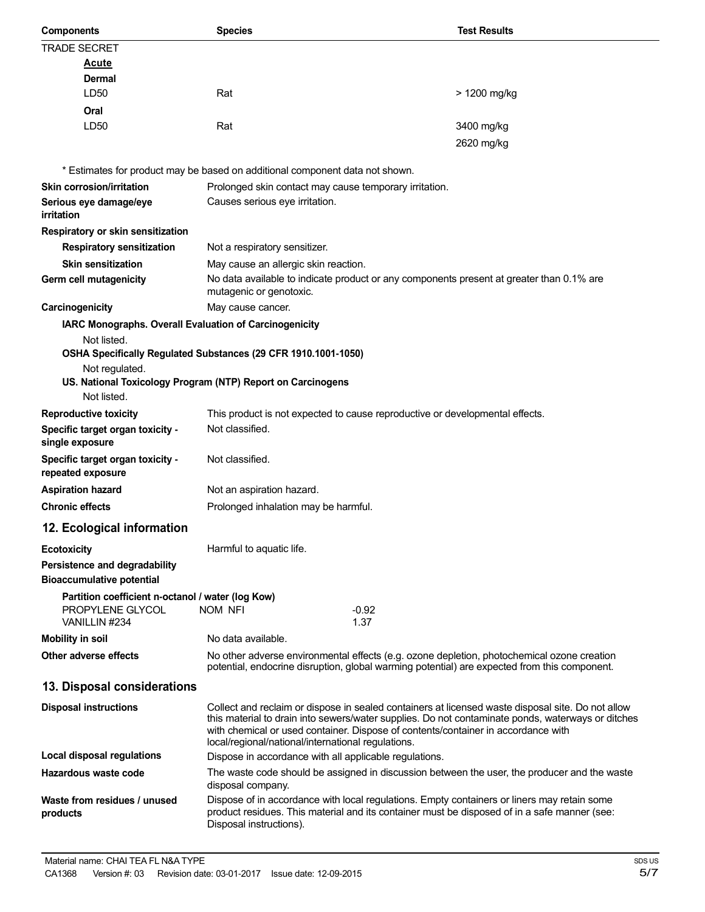| Components | Species | Test Results |
|---|---|---|
| TRADE SECRET | | |
| **Acute** | | |
| **Dermal** | | |
| LD50 | Rat | > 1200 mg/kg |
| **Oral** | | |
| LD50 | Rat | 3400 mg/kg |
| | | 2620 mg/kg |

\* Estimates for product may be based on additional component data not shown.

**Skin corrosion/irritation** Prolonged skin contact may cause temporary irritation.

**Serious eye damage/eye irritation** Causes serious eye irritation.

**Respiratory or skin sensitization**

**Respiratory sensitization** Not a respiratory sensitizer.

**Skin sensitization** May cause an allergic skin reaction.

**Germ cell mutagenicity** No data available to indicate product or any components present at greater than 0.1% are mutagenic or genotoxic.

**Carcinogenicity** May cause cancer.

**IARC Monographs. Overall Evaluation of Carcinogenicity**

Not listed.

**OSHA Specifically Regulated Substances (29 CFR 1910.1001-1050)**

Not regulated.

**US. National Toxicology Program (NTP) Report on Carcinogens**

Not listed.

**Reproductive toxicity** This product is not expected to cause reproductive or developmental effects.

**Specific target organ toxicity - single exposure** Not classified.

**Specific target organ toxicity - repeated exposure** Not classified.

**Aspiration hazard** Not an aspiration hazard.

**Chronic effects** Prolonged inhalation may be harmful.

## 12. Ecological information

**Ecotoxicity** Harmful to aquatic life.

**Persistence and degradability**

**Bioaccumulative potential**

**Partition coefficient n-octanol / water (log Kow)**

| | | |
|---|---|---|
| PROPYLENE GLYCOL | NOM NFI | -0.92 |
| VANILLIN #234 | | 1.37 |

**Mobility in soil** No data available.

**Other adverse effects** No other adverse environmental effects (e.g. ozone depletion, photochemical ozone creation potential, endocrine disruption, global warming potential) are expected from this component.

## 13. Disposal considerations

**Disposal instructions** Collect and reclaim or dispose in sealed containers at licensed waste disposal site. Do not allow this material to drain into sewers/water supplies. Do not contaminate ponds, waterways or ditches with chemical or used container. Dispose of contents/container in accordance with local/regional/national/international regulations.

**Local disposal regulations** Dispose in accordance with all applicable regulations.

**Hazardous waste code** The waste code should be assigned in discussion between the user, the producer and the waste disposal company.

**Waste from residues / unused products** Dispose of in accordance with local regulations. Empty containers or liners may retain some product residues. This material and its container must be disposed of in a safe manner (see: Disposal instructions).

Material name: CHAI TEA FL N&A TYPE
CA1368 Version #: 03 Revision date: 03-01-2017 Issue date: 12-09-2015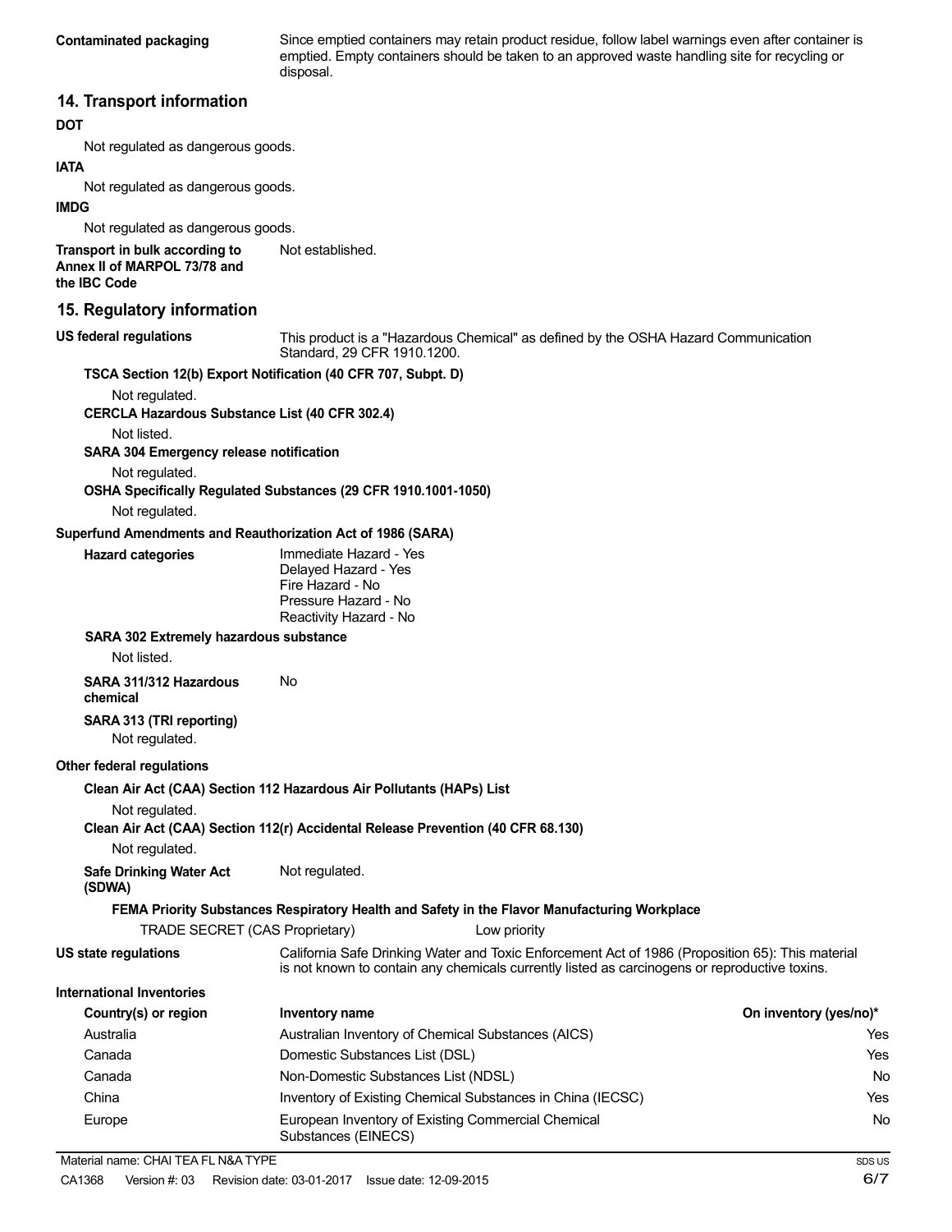**Contaminated packaging** Since emptied containers may retain product residue, follow label warnings even after container is emptied. Empty containers should be taken to an approved waste handling site for recycling or disposal.

## 14. Transport information

**DOT**

Not regulated as dangerous goods.

**IATA**

Not regulated as dangerous goods.

**IMDG**

Not regulated as dangerous goods.

**Transport in bulk according to Annex II of MARPOL 73/78 and the IBC Code** Not established.

## 15. Regulatory information

**US federal regulations** This product is a "Hazardous Chemical" as defined by the OSHA Hazard Communication Standard, 29 CFR 1910.1200.

**TSCA Section 12(b) Export Notification (40 CFR 707, Subpt. D)**

Not regulated.

**CERCLA Hazardous Substance List (40 CFR 302.4)**

Not listed.

**SARA 304 Emergency release notification**

Not regulated.

**OSHA Specifically Regulated Substances (29 CFR 1910.1001-1050)**

Not regulated.

**Superfund Amendments and Reauthorization Act of 1986 (SARA)**

**Hazard categories**
Immediate Hazard - Yes
Delayed Hazard - Yes
Fire Hazard - No
Pressure Hazard - No
Reactivity Hazard - No

**SARA 302 Extremely hazardous substance**

Not listed.

**SARA 311/312 Hazardous chemical** No

**SARA 313 (TRI reporting)**

Not regulated.

**Other federal regulations**

**Clean Air Act (CAA) Section 112 Hazardous Air Pollutants (HAPs) List**

Not regulated.

**Clean Air Act (CAA) Section 112(r) Accidental Release Prevention (40 CFR 68.130)**

Not regulated.

**Safe Drinking Water Act (SDWA)** Not regulated.

**FEMA Priority Substances Respiratory Health and Safety in the Flavor Manufacturing Workplace**

TRADE SECRET (CAS Proprietary) Low priority

**US state regulations** California Safe Drinking Water and Toxic Enforcement Act of 1986 (Proposition 65): This material is not known to contain any chemicals currently listed as carcinogens or reproductive toxins.

**International Inventories**

| Country(s) or region | Inventory name | On inventory (yes/no)* |
|---|---|---|
| Australia | Australian Inventory of Chemical Substances (AICS) | Yes |
| Canada | Domestic Substances List (DSL) | Yes |
| Canada | Non-Domestic Substances List (NDSL) | No |
| China | Inventory of Existing Chemical Substances in China (IECSC) | Yes |
| Europe | European Inventory of Existing Commercial Chemical Substances (EINECS) | No |

Material name: CHAI TEA FL N&A TYPE

CA1368 Version #: 03 Revision date: 03-01-2017 Issue date: 12-09-2015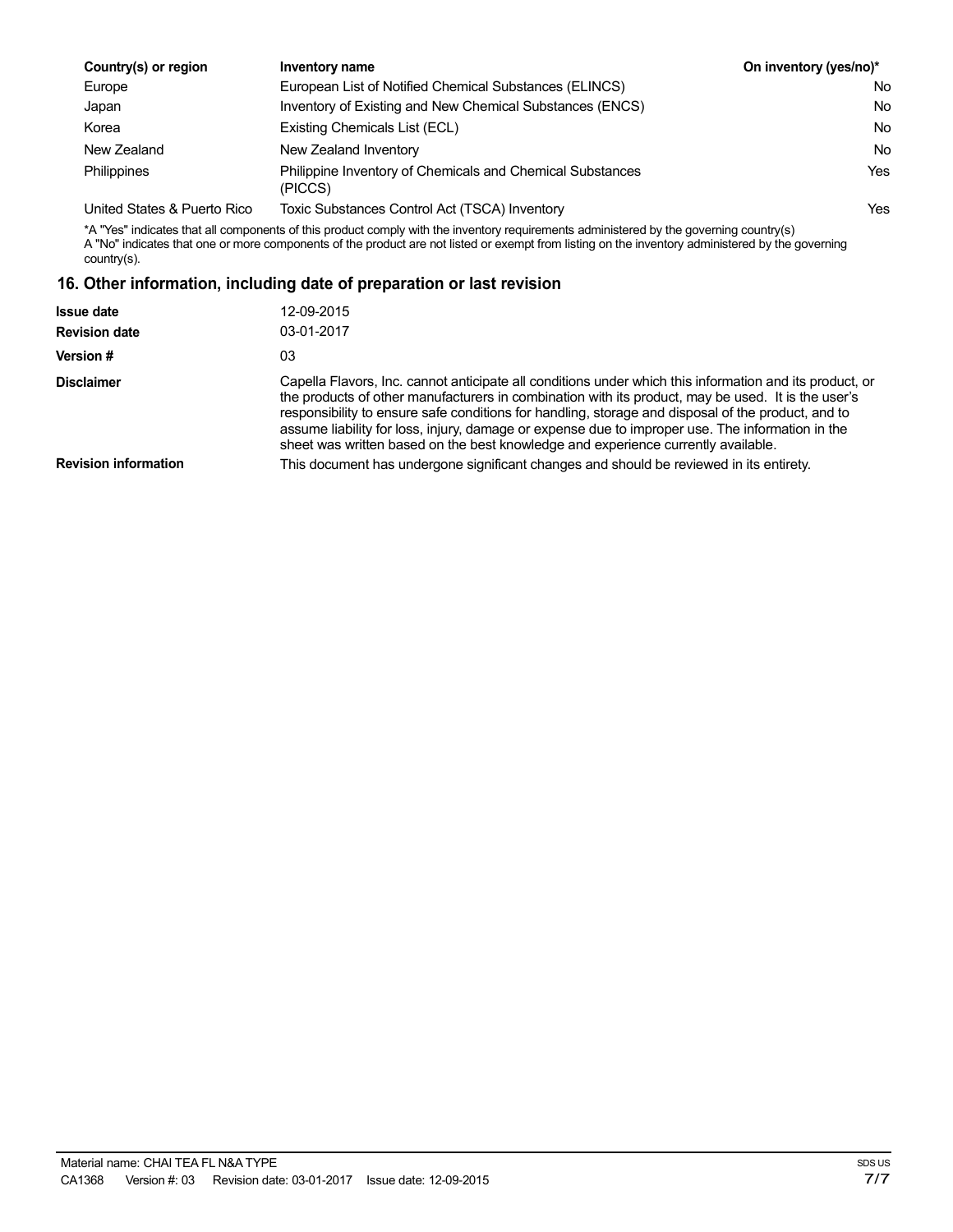| Country(s) or region | Inventory name | On inventory (yes/no)* |
|---|---|---|
| Europe | European List of Notified Chemical Substances (ELINCS) | No |
| Japan | Inventory of Existing and New Chemical Substances (ENCS) | No |
| Korea | Existing Chemicals List (ECL) | No |
| New Zealand | New Zealand Inventory | No |
| Philippines | Philippine Inventory of Chemicals and Chemical Substances (PICCS) | Yes |
| United States & Puerto Rico | Toxic Substances Control Act (TSCA) Inventory | Yes |

*A "Yes" indicates that all components of this product comply with the inventory requirements administered by the governing country(s)
A "No" indicates that one or more components of the product are not listed or exempt from listing on the inventory administered by the governing country(s).

## 16. Other information, including date of preparation or last revision

**Issue date** 12-09-2015

**Revision date** 03-01-2017

**Version #** 03

**Disclaimer** Capella Flavors, Inc. cannot anticipate all conditions under which this information and its product, or the products of other manufacturers in combination with its product, may be used. It is the user's responsibility to ensure safe conditions for handling, storage and disposal of the product, and to assume liability for loss, injury, damage or expense due to improper use. The information in the sheet was written based on the best knowledge and experience currently available.

**Revision information** This document has undergone significant changes and should be reviewed in its entirety.